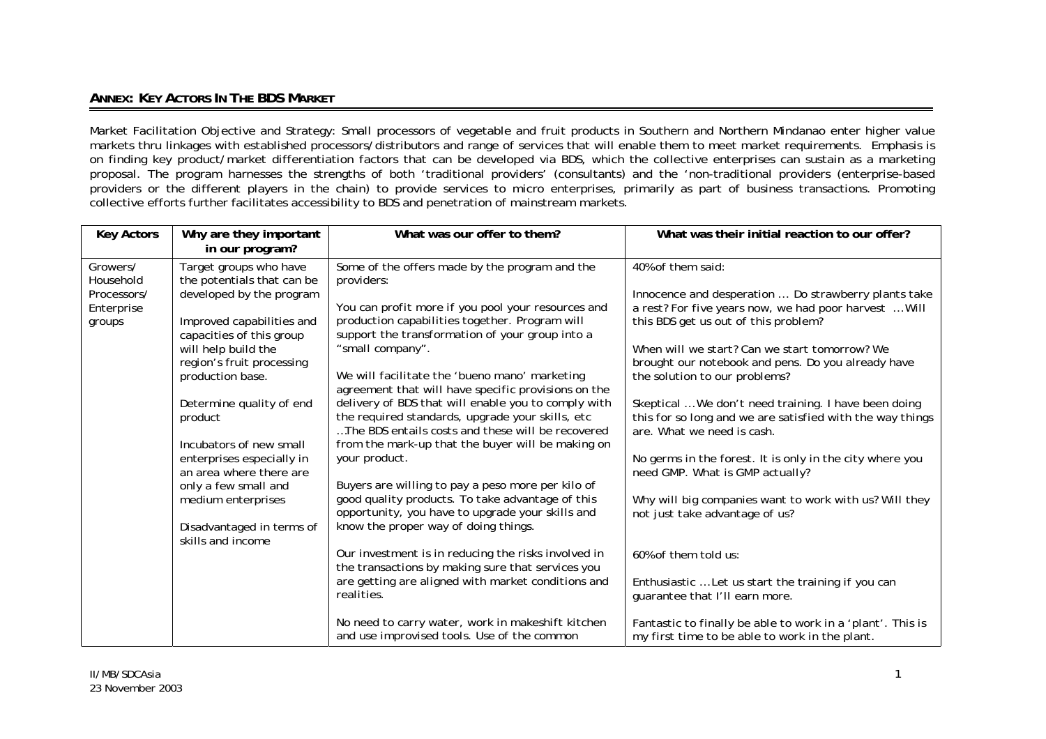## ANNEX: KEY ACTORS IN THE BDS MARKET

Market Facilitation Objective and Strategy: Small processors of vegetable and fruit products in Southern and Northern Mindanao enter higher value markets thru linkages with established processors/distributors and range of services that will enable them to meet market requirements. Emphasis is on finding key product/market differentiation factors that can be developed via BDS, which the collective enterprises can sustain as a marketing proposal. The program harnesses the strengths of both 'traditional providers' (consultants) and the 'non-traditional providers (enterprise-based providers or the different players in the chain) to provide services to micro enterprises, primarily as part of business transactions. Promoting collective efforts further facilitates accessibility to BDS and penetration of mainstream markets.

| Key Actors | Why are they important in our program? | What was our offer to them? | What was their initial reaction to our offer? |
|---|---|---|---|
| Growers/ Household Processors/ Enterprise groups | Target groups who have the potentials that can be developed by the program<br><br>Improved capabilities and capacities of this group will help build the region's fruit processing production base.<br><br>Determine quality of end product<br><br>Incubators of new small enterprises especially in an area where there are only a few small and medium enterprises<br><br>Disadvantaged in terms of skills and income | Some of the offers made by the program and the providers:<br><br>You can profit more if you pool your resources and production capabilities together. Program will support the transformation of your group into a "small company".<br><br>We will facilitate the 'bueno mano' marketing agreement that will have specific provisions on the delivery of BDS that will enable you to comply with the required standards, upgrade your skills, etc …The BDS entails costs and these will be recovered from the mark-up that the buyer will be making on your product.<br><br>Buyers are willing to pay a peso more per kilo of good quality products. To take advantage of this opportunity, you have to upgrade your skills and know the proper way of doing things.<br><br>Our investment is in reducing the risks involved in the transactions by making sure that services you are getting are aligned with market conditions and realities.<br><br>No need to carry water, work in makeshift kitchen and use improvised tools. Use of the common | 40% of them said:<br><br>Innocence and desperation … Do strawberry plants take a rest? For five years now, we had poor harvest … Will this BDS get us out of this problem?<br><br>When will we start? Can we start tomorrow? We brought our notebook and pens. Do you already have the solution to our problems?<br><br>Skeptical … We don't need training. I have been doing this for so long and we are satisfied with the way things are. What we need is cash.<br><br>No germs in the forest. It is only in the city where you need GMP. What is GMP actually?<br><br>Why will big companies want to work with us? Will they not just take advantage of us?<br><br>60% of them told us:<br><br>Enthusiastic … Let us start the training if you can guarantee that I'll earn more.<br><br>Fantastic to finally be able to work in a 'plant'. This is my first time to be able to work in the plant. |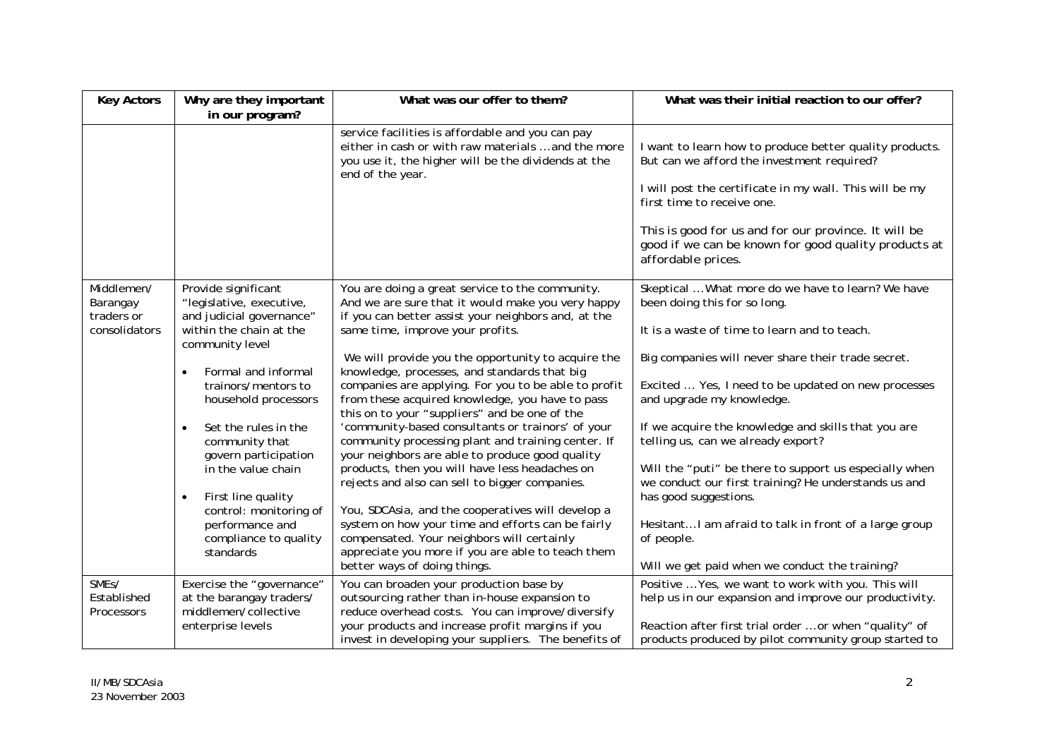| Key Actors | Why are they important in our program? | What was our offer to them? | What was their initial reaction to our offer? |
|---|---|---|---|
| | | service facilities is affordable and you can pay either in cash or with raw materials ...and the more you use it, the higher will be the dividends at the end of the year. | I want to learn how to produce better quality products. But can we afford the investment required?<br><br>I will post the certificate in my wall. This will be my first time to receive one.<br><br>This is good for us and for our province. It will be good if we can be known for good quality products at affordable prices. |
| Middlemen/ Barangay traders or consolidators | Provide significant "legislative, executive, and judicial governance" within the chain at the community level<br><br>• Formal and informal trainors/mentors to household processors<br><br>• Set the rules in the community that govern participation in the value chain<br><br>• First line quality control: monitoring of performance and compliance to quality standards | You are doing a great service to the community. And we are sure that it would make you very happy if you can better assist your neighbors and, at the same time, improve your profits.<br><br>We will provide you the opportunity to acquire the knowledge, processes, and standards that big companies are applying. For you to be able to profit from these acquired knowledge, you have to pass this on to your "suppliers" and be one of the 'community-based consultants or trainors' of your community processing plant and training center. If your neighbors are able to produce good quality products, then you will have less headaches on rejects and also can sell to bigger companies.<br><br>You, SDCAsia, and the cooperatives will develop a system on how your time and efforts can be fairly compensated. Your neighbors will certainly appreciate you more if you are able to teach them better ways of doing things. | Skeptical ...What more do we have to learn? We have been doing this for so long.<br><br>It is a waste of time to learn and to teach.<br><br>Big companies will never share their trade secret.<br><br>Excited ... Yes, I need to be updated on new processes and upgrade my knowledge.<br><br>If we acquire the knowledge and skills that you are telling us, can we already export?<br><br>Will the "puti" be there to support us especially when we conduct our first training? He understands us and has good suggestions.<br><br>Hesitant...I am afraid to talk in front of a large group of people.<br><br>Will we get paid when we conduct the training? |
| SMEs/ Established Processors | Exercise the "governance" at the barangay traders/ middlemen/collective enterprise levels | You can broaden your production base by outsourcing rather than in-house expansion to reduce overhead costs. You can improve/diversify your products and increase profit margins if you invest in developing your suppliers. The benefits of | Positive ...Yes, we want to work with you. This will help us in our expansion and improve our productivity.<br><br>Reaction after first trial order ...or when "quality" of products produced by pilot community group started to |

II/MB/SDCAsia
23 November 2003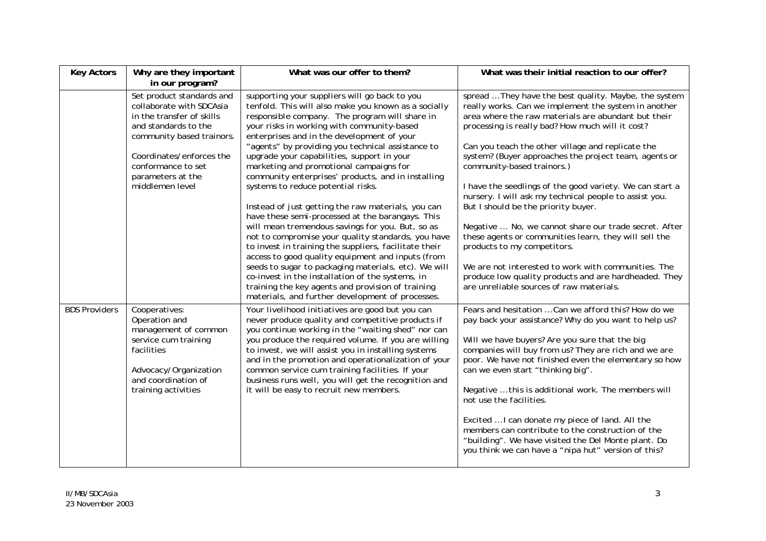| Key Actors | Why are they important in our program? | What was our offer to them? | What was their initial reaction to our offer? |
|---|---|---|---|
| | Set product standards and collaborate with SDCAsia in the transfer of skills and standards to the community based trainors.<br><br>Coordinates/enforces the conformance to set parameters at the middlemen level | supporting your suppliers will go back to you tenfold. This will also make you known as a socially responsible company. The program will share in your risks in working with community-based enterprises and in the development of your "agents" by providing you technical assistance to upgrade your capabilities, support in your marketing and promotional campaigns for community enterprises' products, and in installing systems to reduce potential risks.<br><br>Instead of just getting the raw materials, you can have these semi-processed at the barangays. This will mean tremendous savings for you. But, so as not to compromise your quality standards, you have to invest in training the suppliers, facilitate their access to good quality equipment and inputs (from seeds to sugar to packaging materials, etc). We will co-invest in the installation of the systems, in training the key agents and provision of training materials, and further development of processes. | spread …They have the best quality. Maybe, the system really works. Can we implement the system in another area where the raw materials are abundant but their processing is really bad? How much will it cost?<br><br>Can you teach the other village and replicate the system? (Buyer approaches the project team, agents or community-based trainors.)<br><br>I have the seedlings of the good variety. We can start a nursery. I will ask my technical people to assist you. But I should be the priority buyer.<br><br>Negative … No, we cannot share our trade secret. After these agents or communities learn, they will sell the products to my competitors.<br><br>We are not interested to work with communities. The produce low quality products and are hardheaded. They are unreliable sources of raw materials. |
| BDS Providers | Cooperatives:<br>Operation and management of common service cum training facilities<br><br>Advocacy/Organization and coordination of training activities | Your livelihood initiatives are good but you can never produce quality and competitive products if you continue working in the "waiting shed" nor can you produce the required volume. If you are willing to invest, we will assist you in installing systems and in the promotion and operationalization of your common service cum training facilities. If your business runs well, you will get the recognition and it will be easy to recruit new members. | Fears and hesitation …Can we afford this? How do we pay back your assistance? Why do you want to help us?<br><br>Will we have buyers? Are you sure that the big companies will buy from us? They are rich and we are poor. We have not finished even the elementary so how can we even start "thinking big".<br><br>Negative …this is additional work. The members will not use the facilities.<br><br>Excited …I can donate my piece of land. All the members can contribute to the construction of the "building". We have visited the Del Monte plant. Do you think we can have a "nipa hut" version of this? |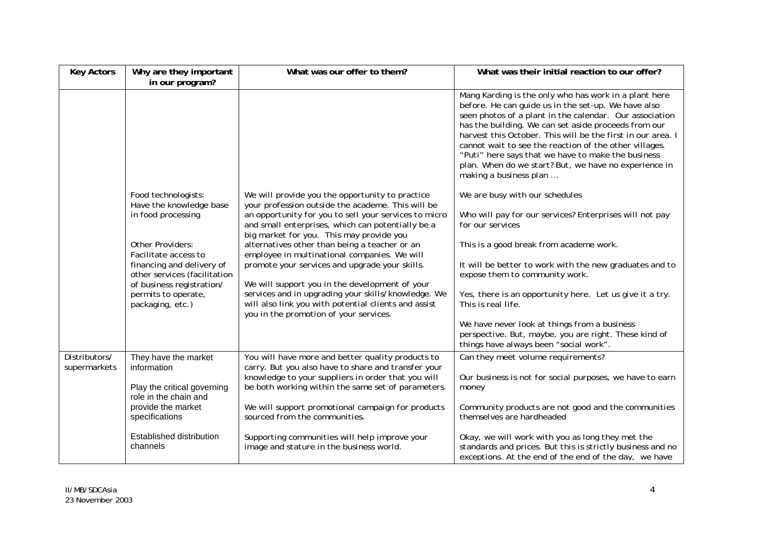| Key Actors | Why are they important in our program? | What was our offer to them? | What was their initial reaction to our offer? |
|---|---|---|---|
| | | | Mang Karding is the only who has work in a plant here before. He can guide us in the set-up. We have also seen photos of a plant in the calendar. Our association has the building. We can set aside proceeds from our harvest this October. This will be the first in our area. I cannot wait to see the reaction of the other villages. "Puti" here says that we have to make the business plan. When do we start? But, we have no experience in making a business plan … |
| | Food technologists: Have the knowledge base in food processing<br><br>Other Providers: Facilitate access to financing and delivery of other services (facilitation of business registration/ permits to operate, packaging, etc.) | We will provide you the opportunity to practice your profession outside the academe. This will be an opportunity for you to sell your services to micro and small enterprises, which can potentially be a big market for you. This may provide you alternatives other than being a teacher or an employee in multinational companies. We will promote your services and upgrade your skills.<br><br>We will support you in the development of your services and in upgrading your skills/knowledge. We will also link you with potential clients and assist you in the promotion of your services. | We are busy with our schedules<br><br>Who will pay for our services? Enterprises will not pay for our services<br><br>This is a good break from academe work.<br><br>It will be better to work with the new graduates and to expose them to community work.<br><br>Yes, there is an opportunity here. Let us give it a try. This is real life.<br><br>We have never look at things from a business perspective. But, maybe, you are right. These kind of things have always been "social work". |
| Distributors/ supermarkets | They have the market information<br><br>Play the critical governing role in the chain and provide the market specifications<br><br>Established distribution channels | You will have more and better quality products to carry. But you also have to share and transfer your knowledge to your suppliers in order that you will be both working within the same set of parameters.<br><br>We will support promotional campaign for products sourced from the communities.<br><br>Supporting communities will help improve your image and stature in the business world. | Can they meet volume requirements?<br><br>Our business is not for social purposes, we have to earn money<br><br>Community products are not good and the communities themselves are hardheaded<br><br>Okay, we will work with you as long they met the standards and prices. But this is strictly business and no exceptions. At the end of the end of the day, we have |

II/MB/SDCAsia
23 November 2003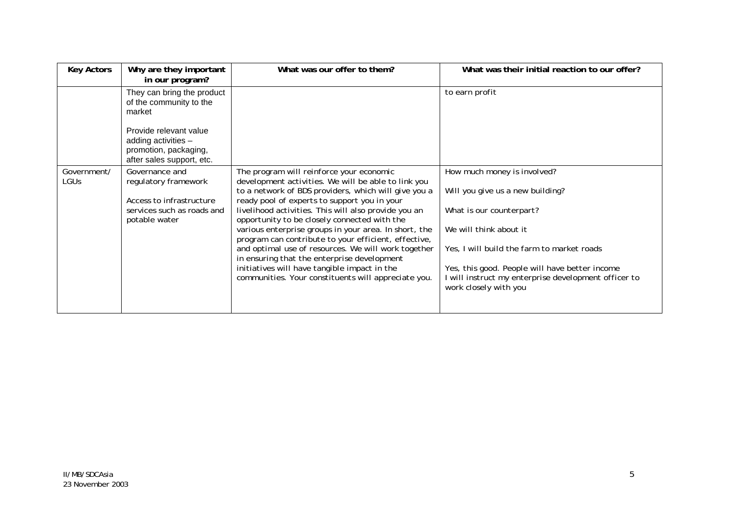| Key Actors | Why are they important in our program? | What was our offer to them? | What was their initial reaction to our offer? |
|---|---|---|---|
| | They can bring the product of the community to the market<br><br>Provide relevant value adding activities – promotion, packaging, after sales support, etc. | | to earn profit |
| Government/ LGUs | Governance and regulatory framework<br><br>Access to infrastructure services such as roads and potable water | The program will reinforce your economic development activities. We will be able to link you to a network of BDS providers, which will give you a ready pool of experts to support you in your livelihood activities. This will also provide you an opportunity to be closely connected with the various enterprise groups in your area. In short, the program can contribute to your efficient, effective, and optimal use of resources. We will work together in ensuring that the enterprise development initiatives will have tangible impact in the communities. Your constituents will appreciate you. | How much money is involved?<br><br>Will you give us a new building?<br><br>What is our counterpart?<br><br>We will think about it<br><br>Yes, I will build the farm to market roads<br><br>Yes, this good. People will have better income<br>I will instruct my enterprise development officer to work closely with you |